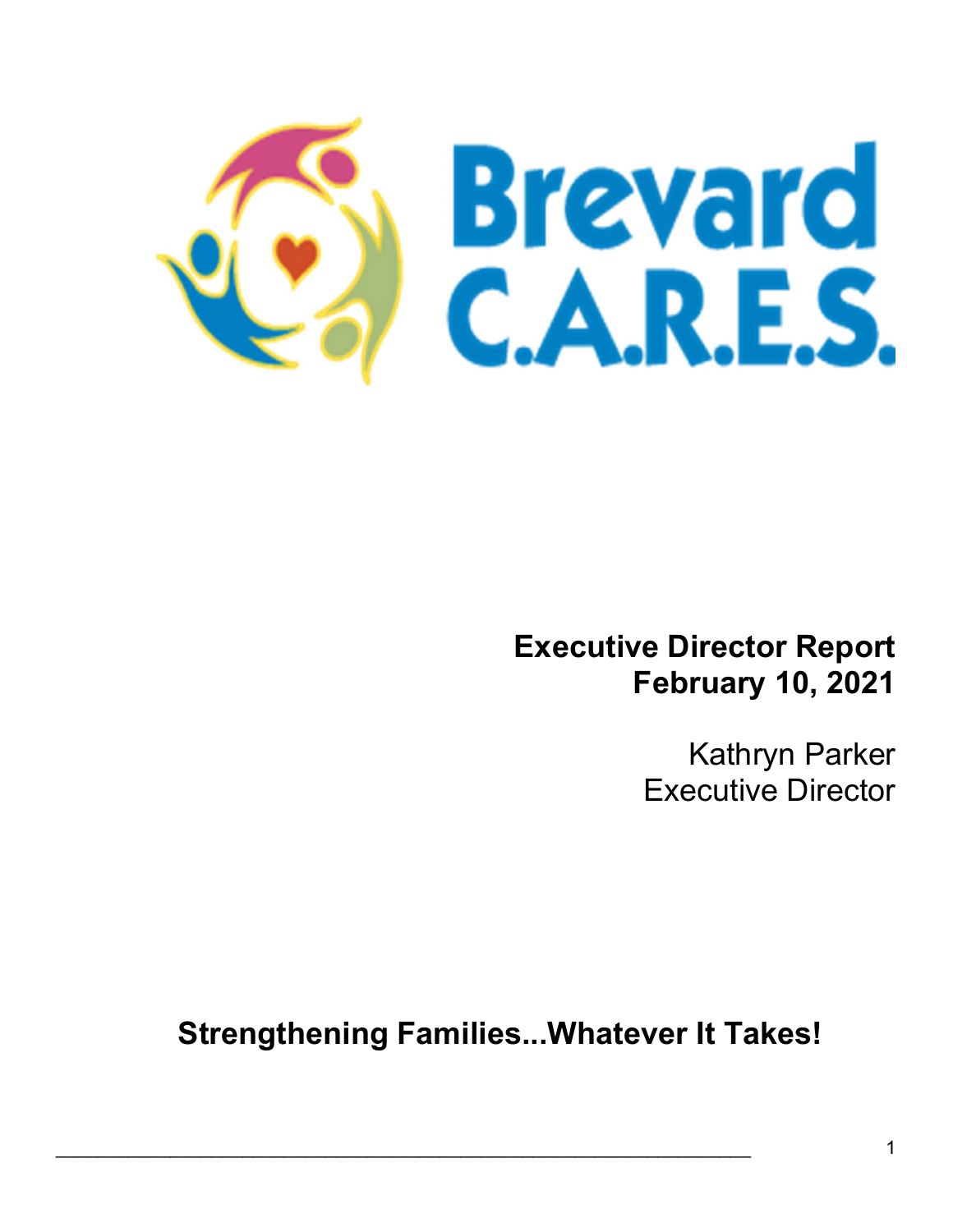# Brevard C.A.R.E.S.

**Executive Director Report**
**February 10, 2021**

Kathryn Parker
Executive Director

**Strengthening Families...Whatever It Takes!**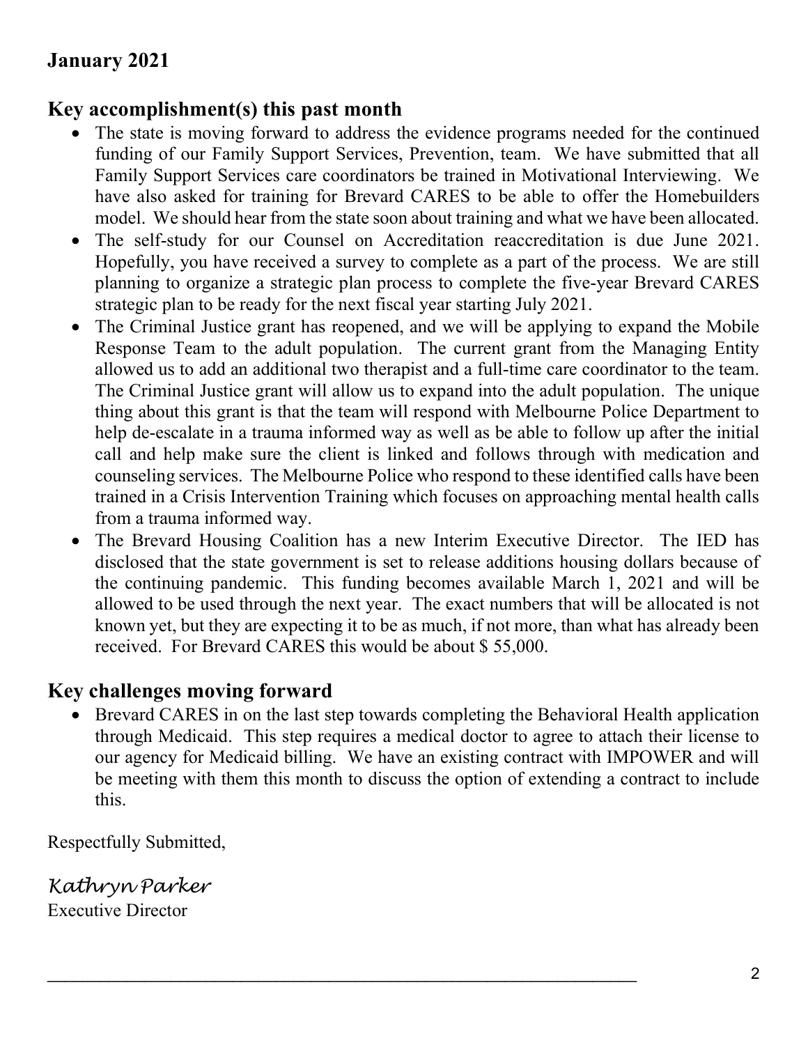## January 2021

### Key accomplishment(s) this past month

- The state is moving forward to address the evidence programs needed for the continued funding of our Family Support Services, Prevention, team. We have submitted that all Family Support Services care coordinators be trained in Motivational Interviewing. We have also asked for training for Brevard CARES to be able to offer the Homebuilders model. We should hear from the state soon about training and what we have been allocated.
- The self-study for our Counsel on Accreditation reaccreditation is due June 2021. Hopefully, you have received a survey to complete as a part of the process. We are still planning to organize a strategic plan process to complete the five-year Brevard CARES strategic plan to be ready for the next fiscal year starting July 2021.
- The Criminal Justice grant has reopened, and we will be applying to expand the Mobile Response Team to the adult population. The current grant from the Managing Entity allowed us to add an additional two therapist and a full-time care coordinator to the team. The Criminal Justice grant will allow us to expand into the adult population. The unique thing about this grant is that the team will respond with Melbourne Police Department to help de-escalate in a trauma informed way as well as be able to follow up after the initial call and help make sure the client is linked and follows through with medication and counseling services. The Melbourne Police who respond to these identified calls have been trained in a Crisis Intervention Training which focuses on approaching mental health calls from a trauma informed way.
- The Brevard Housing Coalition has a new Interim Executive Director. The IED has disclosed that the state government is set to release additions housing dollars because of the continuing pandemic. This funding becomes available March 1, 2021 and will be allowed to be used through the next year. The exact numbers that will be allocated is not known yet, but they are expecting it to be as much, if not more, than what has already been received. For Brevard CARES this would be about $ 55,000.

### Key challenges moving forward

- Brevard CARES in on the last step towards completing the Behavioral Health application through Medicaid. This step requires a medical doctor to agree to attach their license to our agency for Medicaid billing. We have an existing contract with IMPOWER and will be meeting with them this month to discuss the option of extending a contract to include this.

Respectfully Submitted,

*Kathryn Parker*
Executive Director